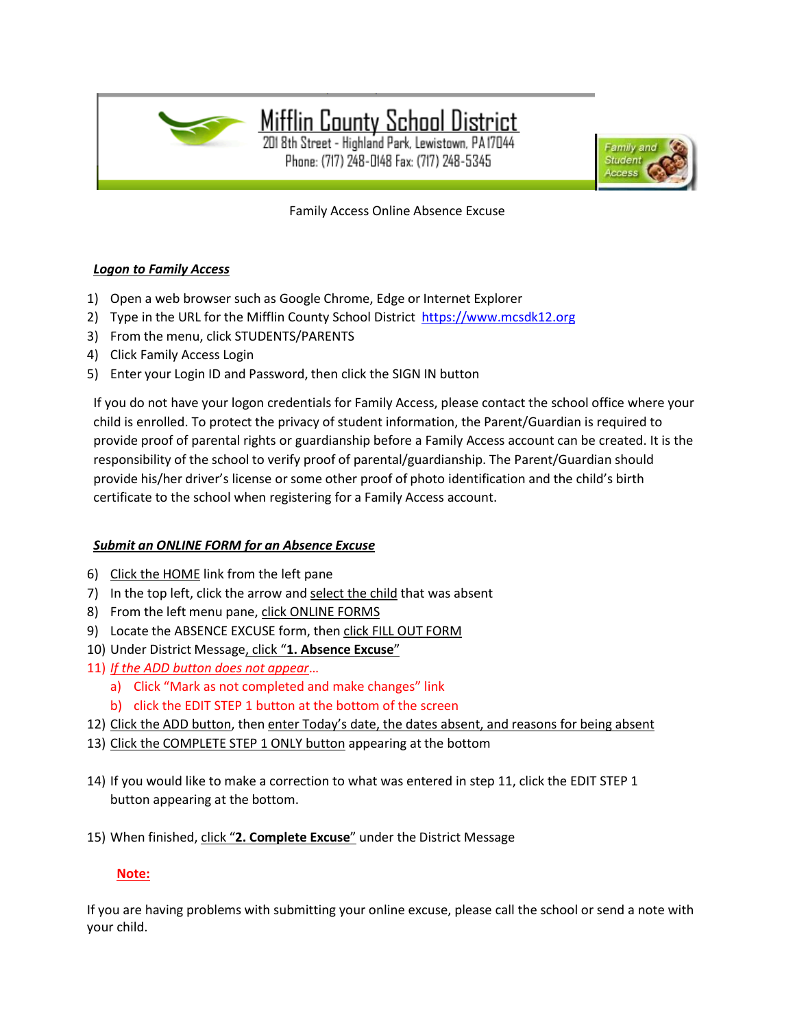# Mifflin County School District

201 8th Street - Highland Park, Lewistown, PA 17044
Phone: (717) 248-0148 Fax: (717) 248-5345

Family and Student Access

Family Access Online Absence Excuse

## ***Logon to Family Access***

1) Open a web browser such as Google Chrome, Edge or Internet Explorer
2) Type in the URL for the Mifflin County School District https://www.mcsdk12.org
3) From the menu, click STUDENTS/PARENTS
4) Click Family Access Login
5) Enter your Login ID and Password, then click the SIGN IN button

If you do not have your logon credentials for Family Access, please contact the school office where your child is enrolled. To protect the privacy of student information, the Parent/Guardian is required to provide proof of parental rights or guardianship before a Family Access account can be created. It is the responsibility of the school to verify proof of parental/guardianship. The Parent/Guardian should provide his/her driver's license or some other proof of photo identification and the child's birth certificate to the school when registering for a Family Access account.

## ***Submit an ONLINE FORM for an Absence Excuse***

6) Click the HOME link from the left pane
7) In the top left, click the arrow and select the child that was absent
8) From the left menu pane, click ONLINE FORMS
9) Locate the ABSENCE EXCUSE form, then click FILL OUT FORM
10) Under District Message, click "**1. Absence Excuse**"
11) *If the ADD button does not appear*…
    a) Click "Mark as not completed and make changes" link
    b) click the EDIT STEP 1 button at the bottom of the screen
12) Click the ADD button, then enter Today's date, the dates absent, and reasons for being absent
13) Click the COMPLETE STEP 1 ONLY button appearing at the bottom

14) If you would like to make a correction to what was entered in step 11, click the EDIT STEP 1 button appearing at the bottom.

15) When finished, click "**2. Complete Excuse**" under the District Message

**Note:**

If you are having problems with submitting your online excuse, please call the school or send a note with your child.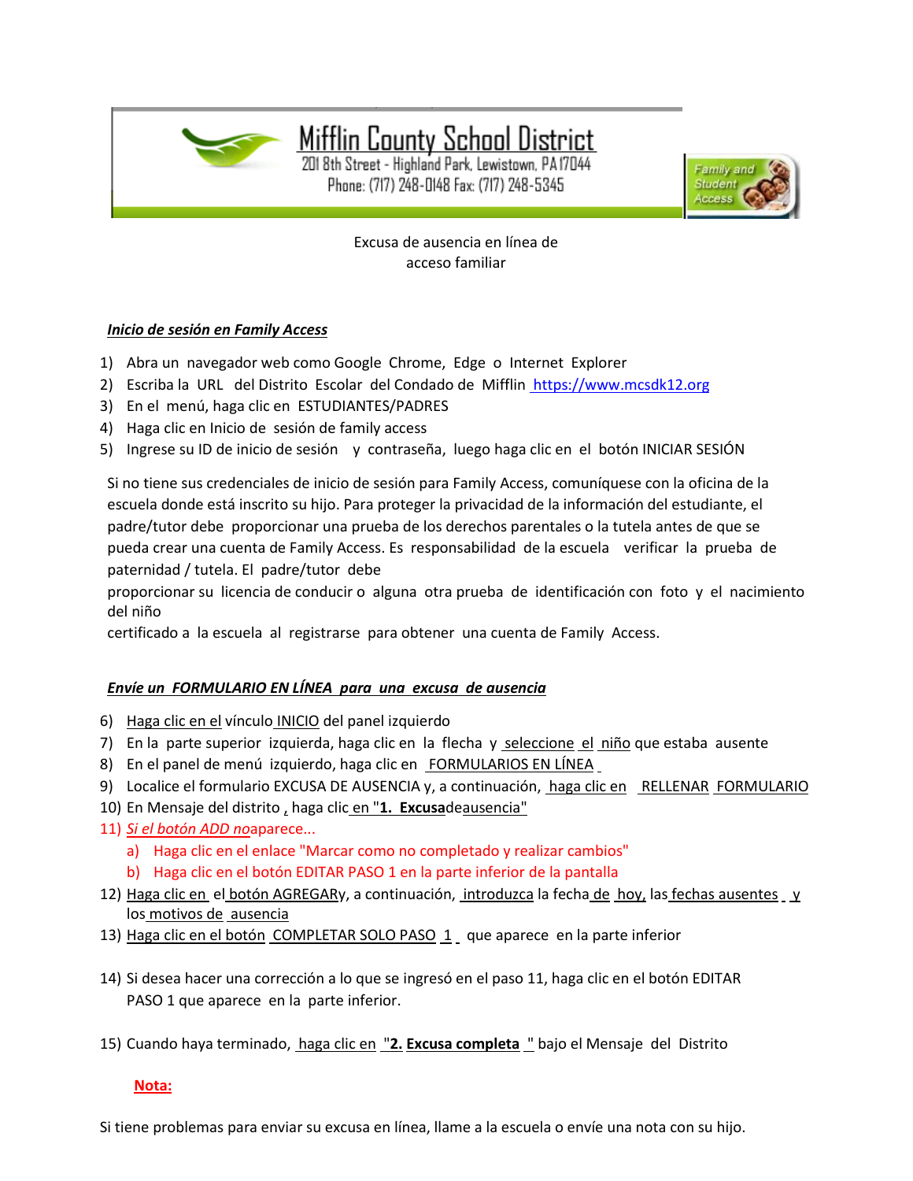# Mifflin County School District

201 8th Street - Highland Park, Lewistown, PA 17044
Phone: (717) 248-0148 Fax: (717) 248-5345

Family and Student Access

Excusa de ausencia en línea de acceso familiar

***Inicio de sesión en Family Access***

1) Abra un navegador web como Google Chrome, Edge o Internet Explorer
2) Escriba la URL del Distrito Escolar del Condado de Mifflin https://www.mcsdk12.org
3) En el menú, haga clic en ESTUDIANTES/PADRES
4) Haga clic en Inicio de sesión de family access
5) Ingrese su ID de inicio de sesión y contraseña, luego haga clic en el botón INICIAR SESIÓN

Si no tiene sus credenciales de inicio de sesión para Family Access, comuníquese con la oficina de la escuela donde está inscrito su hijo. Para proteger la privacidad de la información del estudiante, el padre/tutor debe proporcionar una prueba de los derechos parentales o la tutela antes de que se pueda crear una cuenta de Family Access. Es responsabilidad de la escuela verificar la prueba de paternidad / tutela. El padre/tutor debe proporcionar su licencia de conducir o alguna otra prueba de identificación con foto y el nacimiento del niño certificado a la escuela al registrarse para obtener una cuenta de Family Access.

***Envíe un FORMULARIO EN LÍNEA para una excusa de ausencia***

6) Haga clic en el vínculo INICIO del panel izquierdo
7) En la parte superior izquierda, haga clic en la flecha y seleccione el niño que estaba ausente
8) En el panel de menú izquierdo, haga clic en FORMULARIOS EN LÍNEA
9) Localice el formulario EXCUSA DE AUSENCIA y, a continuación, haga clic en RELLENAR FORMULARIO
10) En Mensaje del distrito, haga clic en "**1. Excusa** de ausencia"
11) *Si el botón ADD no aparece...*
    a) Haga clic en el enlace "Marcar como no completado y realizar cambios"
    b) Haga clic en el botón EDITAR PASO 1 en la parte inferior de la pantalla
12) Haga clic en el botón AGREGAR y, a continuación, introduzca la fecha de hoy, las fechas ausentes y los motivos de ausencia
13) Haga clic en el botón COMPLETAR SOLO PASO 1 que aparece en la parte inferior
14) Si desea hacer una corrección a lo que se ingresó en el paso 11, haga clic en el botón EDITAR PASO 1 que aparece en la parte inferior.
15) Cuando haya terminado, haga clic en "**2. Excusa completa**" bajo el Mensaje del Distrito

**Nota:**

Si tiene problemas para enviar su excusa en línea, llame a la escuela o envíe una nota con su hijo.